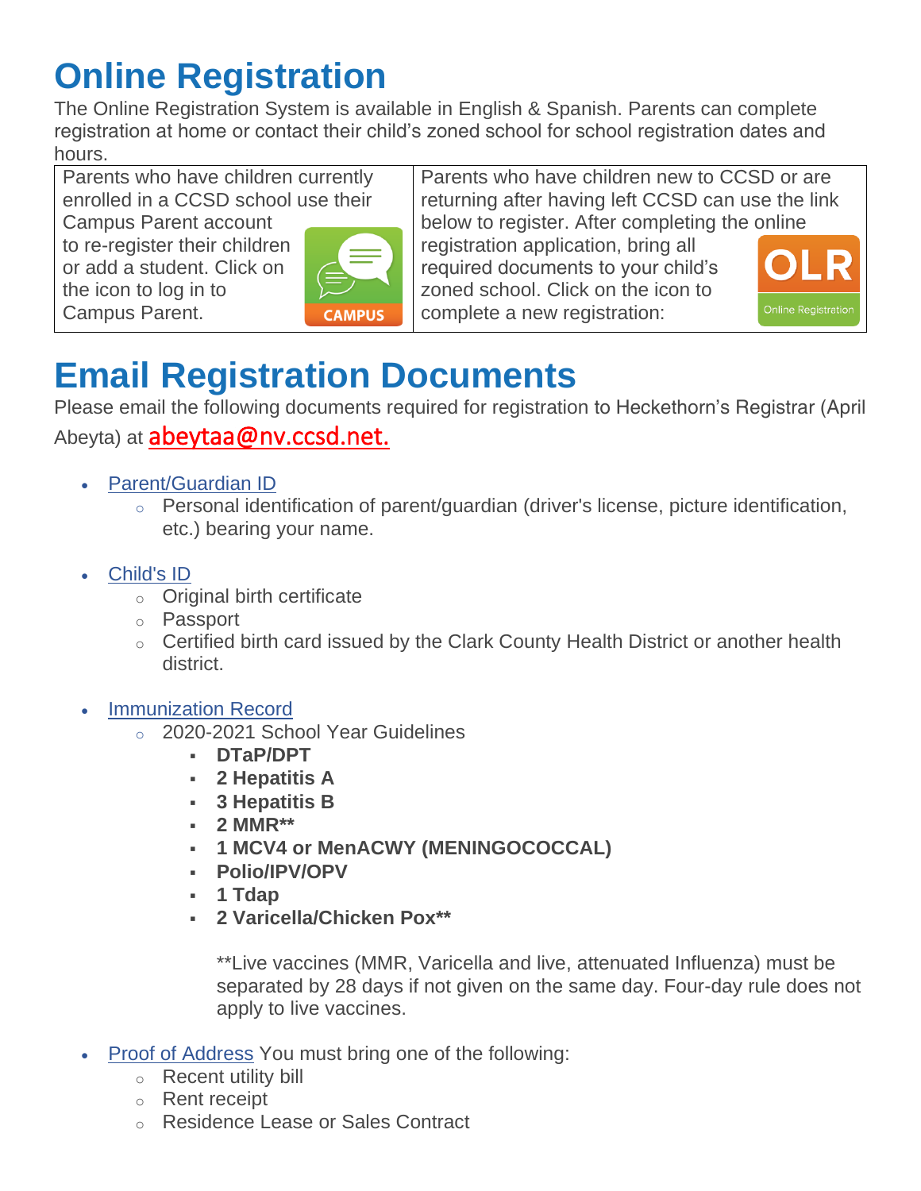# Online Registration

The Online Registration System is available in English & Spanish. Parents can complete registration at home or contact their child's zoned school for school registration dates and hours.

| Parents who have children currently enrolled in a CCSD school use their Campus Parent account to re-register their children or add a student. Click on the icon to log in to Campus Parent. | Parents who have children new to CCSD or are returning after having left CCSD can use the link below to register. After completing the online registration application, bring all required documents to your child's zoned school. Click on the icon to complete a new registration: |
|---|---|

# Email Registration Documents

Please email the following documents required for registration to Heckethorn's Registrar (April Abeyta) at abeytaa@nv.ccsd.net.

- Parent/Guardian ID
  - Personal identification of parent/guardian (driver's license, picture identification, etc.) bearing your name.
- Child's ID
  - Original birth certificate
  - Passport
  - Certified birth card issued by the Clark County Health District or another health district.
- Immunization Record
  - 2020-2021 School Year Guidelines
    - **DTaP/DPT**
    - **2 Hepatitis A**
    - **3 Hepatitis B**
    - **2 MMR****
    - **1 MCV4 or MenACWY (MENINGOCOCCAL)**
    - **Polio/IPV/OPV**
    - **1 Tdap**
    - **2 Varicella/Chicken Pox****

    **Live vaccines (MMR, Varicella and live, attenuated Influenza) must be separated by 28 days if not given on the same day. Four-day rule does not apply to live vaccines.

- Proof of Address You must bring one of the following:
  - Recent utility bill
  - Rent receipt
  - Residence Lease or Sales Contract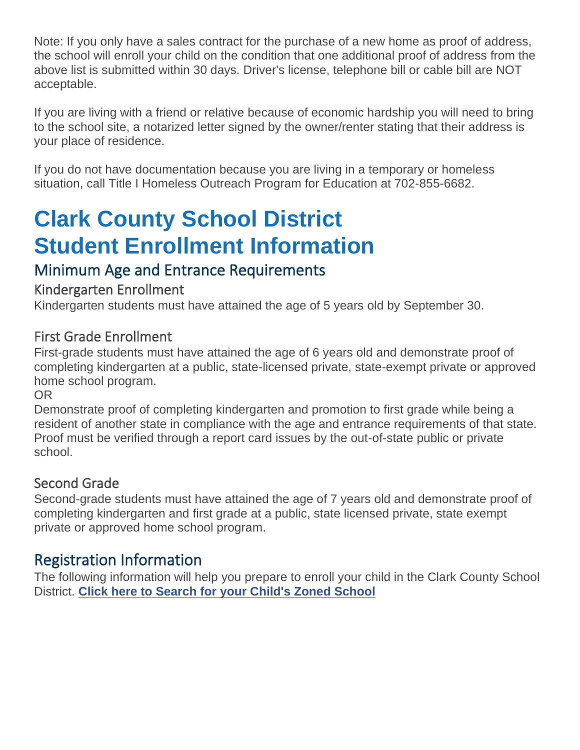Note: If you only have a sales contract for the purchase of a new home as proof of address, the school will enroll your child on the condition that one additional proof of address from the above list is submitted within 30 days. Driver's license, telephone bill or cable bill are NOT acceptable.

If you are living with a friend or relative because of economic hardship you will need to bring to the school site, a notarized letter signed by the owner/renter stating that their address is your place of residence.

If you do not have documentation because you are living in a temporary or homeless situation, call Title I Homeless Outreach Program for Education at 702-855-6682.

# Clark County School District Student Enrollment Information

## Minimum Age and Entrance Requirements

### Kindergarten Enrollment

Kindergarten students must have attained the age of 5 years old by September 30.

### First Grade Enrollment

First-grade students must have attained the age of 6 years old and demonstrate proof of completing kindergarten at a public, state-licensed private, state-exempt private or approved home school program.

OR

Demonstrate proof of completing kindergarten and promotion to first grade while being a resident of another state in compliance with the age and entrance requirements of that state. Proof must be verified through a report card issues by the out-of-state public or private school.

### Second Grade

Second-grade students must have attained the age of 7 years old and demonstrate proof of completing kindergarten and first grade at a public, state licensed private, state exempt private or approved home school program.

## Registration Information

The following information will help you prepare to enroll your child in the Clark County School District. **Click here to Search for your Child's Zoned School**